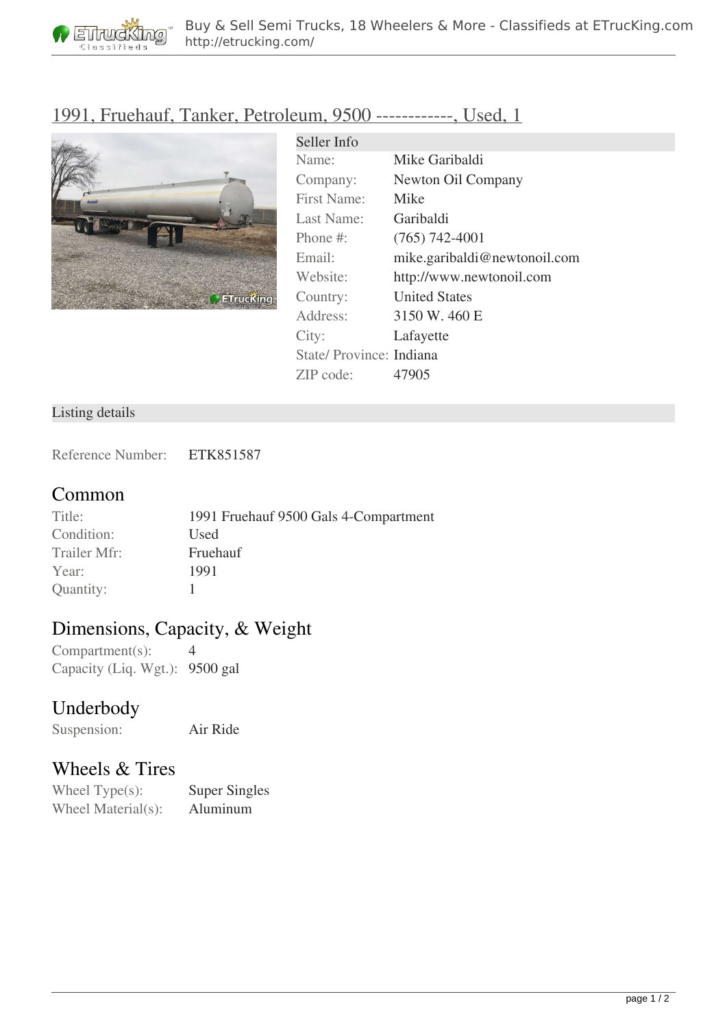# 1991, Fruehauf, Tanker, Petroleum, 9500 ------------, Used, 1

| Seller Info | |
|---|---|
| Name: | Mike Garibaldi |
| Company: | Newton Oil Company |
| First Name: | Mike |
| Last Name: | Garibaldi |
| Phone #: | (765) 742-4001 |
| Email: | mike.garibaldi@newtonoil.com |
| Website: | http://www.newtonoil.com |
| Country: | United States |
| Address: | 3150 W. 460 E |
| City: | Lafayette |
| State/ Province: | Indiana |
| ZIP code: | 47905 |

## Listing details

Reference Number: ETK851587

### Common

| | |
|---|---|
| Title: | 1991 Fruehauf 9500 Gals 4-Compartment |
| Condition: | Used |
| Trailer Mfr: | Fruehauf |
| Year: | 1991 |
| Quantity: | 1 |

### Dimensions, Capacity, & Weight

| | |
|---|---|
| Compartment(s): | 4 |
| Capacity (Liq. Wgt.): | 9500 gal |

### Underbody

| | |
|---|---|
| Suspension: | Air Ride |

### Wheels & Tires

| | |
|---|---|
| Wheel Type(s): | Super Singles |
| Wheel Material(s): | Aluminum |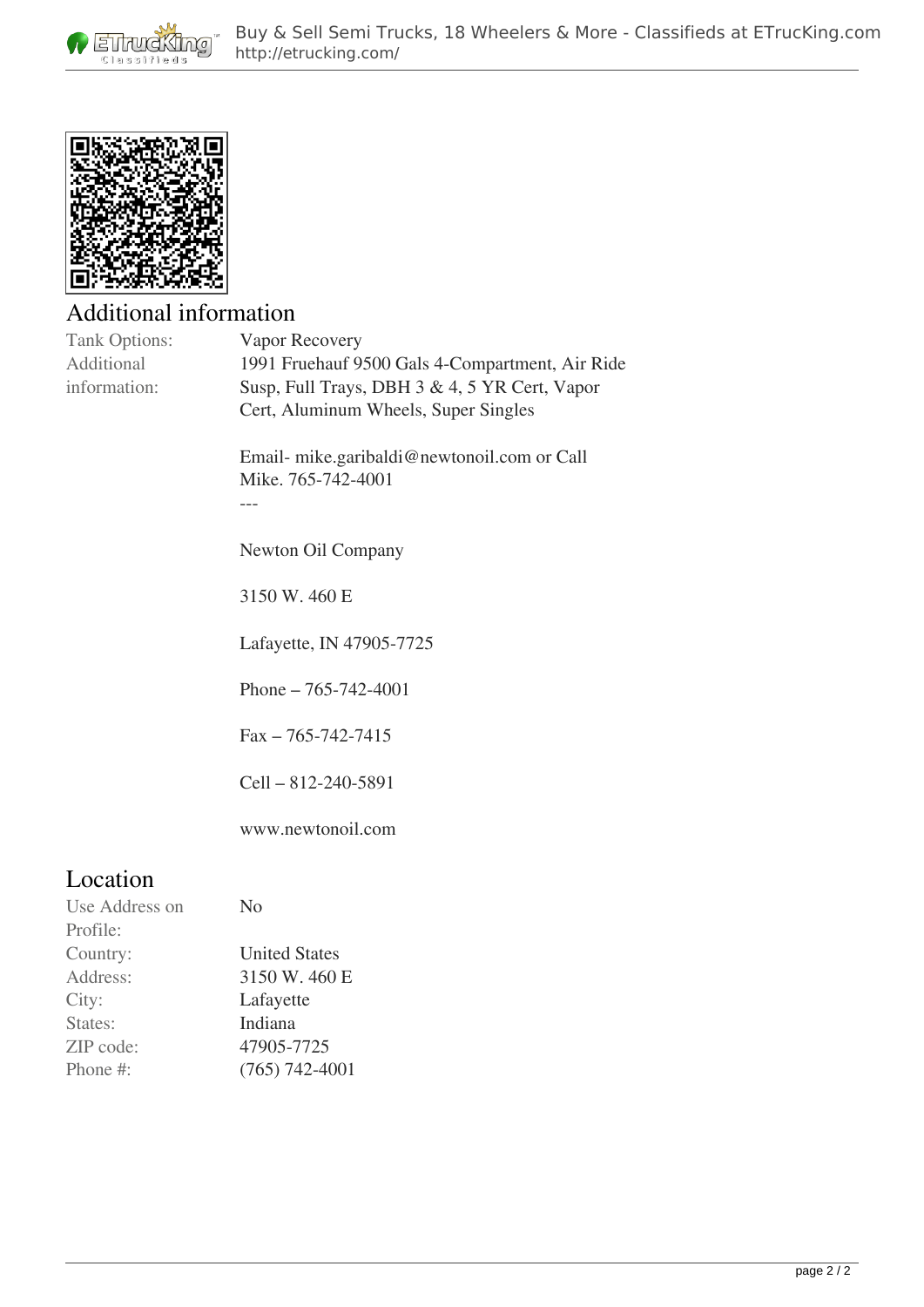## Additional information

| | |
|---|---|
| Tank Options: | Vapor Recovery |
| Additional information: | 1991 Fruehauf 9500 Gals 4-Compartment, Air Ride Susp, Full Trays, DBH 3 & 4, 5 YR Cert, Vapor Cert, Aluminum Wheels, Super Singles<br><br>Email- mike.garibaldi@newtonoil.com or Call Mike. 765-742-4001<br>---<br><br>Newton Oil Company<br><br>3150 W. 460 E<br><br>Lafayette, IN 47905-7725<br><br>Phone – 765-742-4001<br><br>Fax – 765-742-7415<br><br>Cell – 812-240-5891<br><br>www.newtonoil.com |

## Location

| | |
|---|---|
| Use Address on Profile: | No |
| Country: | United States |
| Address: | 3150 W. 460 E |
| City: | Lafayette |
| States: | Indiana |
| ZIP code: | 47905-7725 |
| Phone #: | (765) 742-4001 |